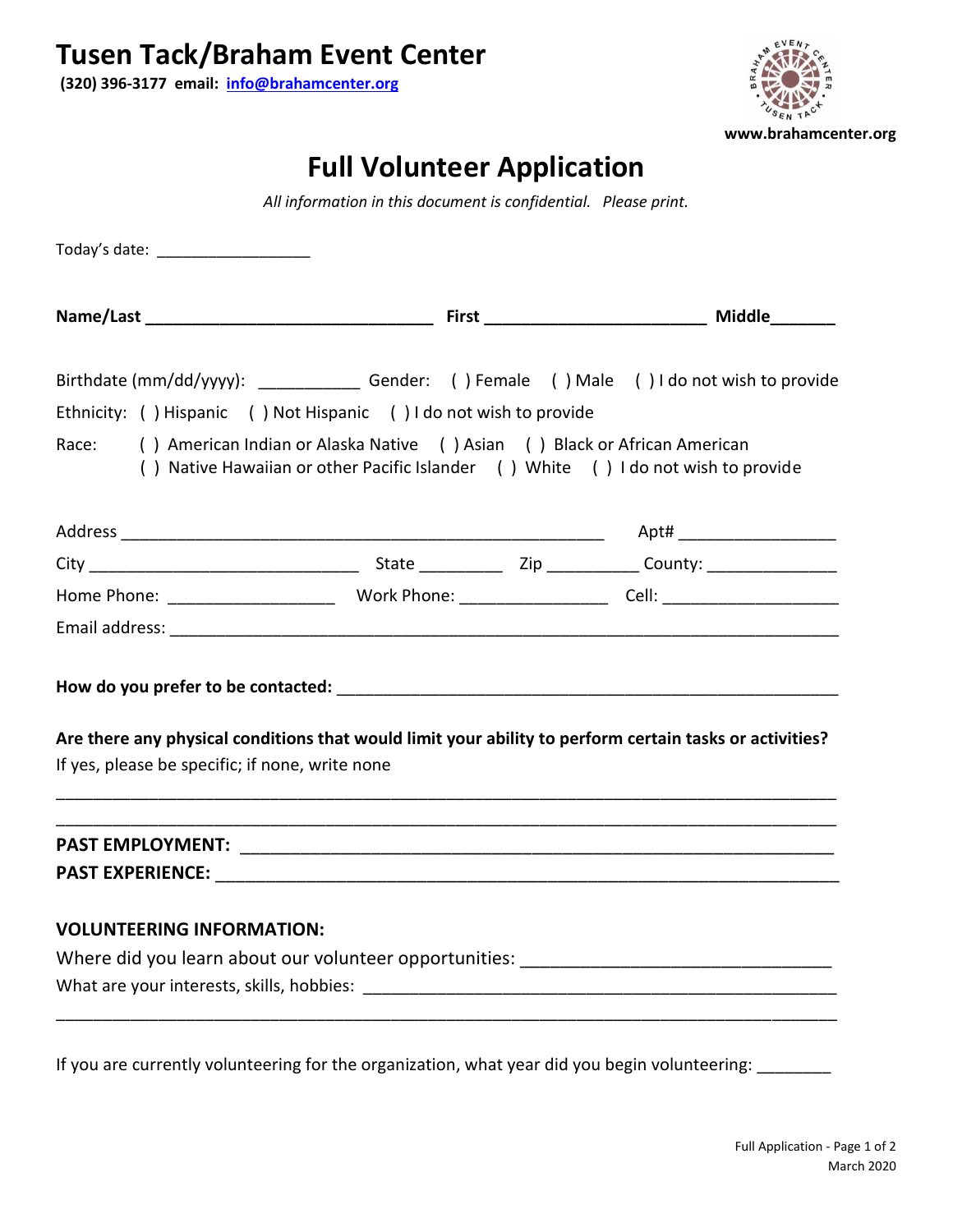# Tusen Tack/Braham Event Center

**(320) 396-3177 email: info@brahamcenter.org**

www.brahamcenter.org

## Full Volunteer Application

*All information in this document is confidential. Please print.*

Today's date: ________________

**Name/Last** ______________________________ **First** _______________________ **Middle**______

Birthdate (mm/dd/yyyy): __________ Gender: ( ) Female ( ) Male ( ) I do not wish to provide

Ethnicity: ( ) Hispanic ( ) Not Hispanic ( ) I do not wish to provide

Race: ( ) American Indian or Alaska Native ( ) Asian ( ) Black or African American
( ) Native Hawaiian or other Pacific Islander ( ) White ( ) I do not wish to provide

Address ___________________________________________________ Apt# ________________

City ____________________________ State ________ Zip _________ County: ______________

Home Phone: _________________ Work Phone: _______________ Cell: __________________

Email address: _______________________________________________________________________

**How do you prefer to be contacted:** ______________________________________________

**Are there any physical conditions that would limit your ability to perform certain tasks or activities?**
If yes, please be specific; if none, write none

_______________________________________________________________________________

_______________________________________________________________________________

**PAST EMPLOYMENT:** _________________________________________________________________

**PAST EXPERIENCE:** _________________________________________________________________

**VOLUNTEERING INFORMATION:**

Where did you learn about our volunteer opportunities: ____________________________

What are your interests, skills, hobbies: _____________________________________________

_______________________________________________________________________________

If you are currently volunteering for the organization, what year did you begin volunteering: _______

March 2020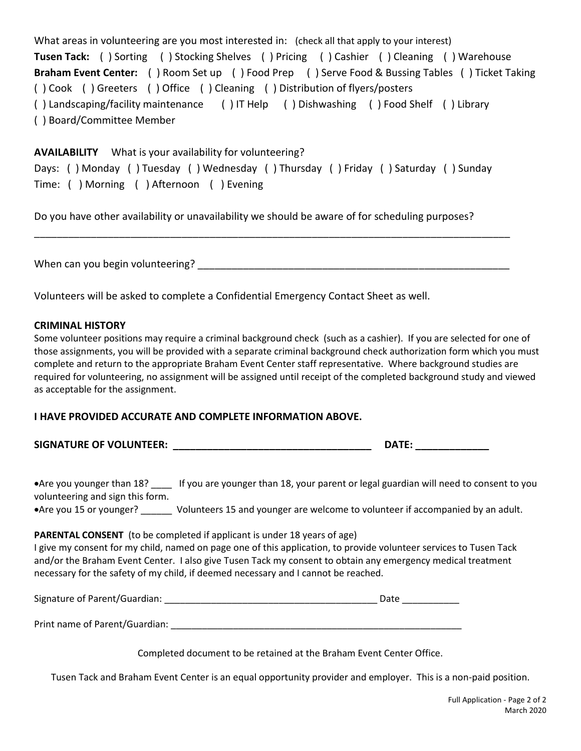What areas in volunteering are you most interested in: (check all that apply to your interest)

**Tusen Tack:** ( ) Sorting ( ) Stocking Shelves ( ) Pricing ( ) Cashier ( ) Cleaning ( ) Warehouse

**Braham Event Center:** ( ) Room Set up ( ) Food Prep ( ) Serve Food & Bussing Tables ( ) Ticket Taking ( ) Cook ( ) Greeters ( ) Office ( ) Cleaning ( ) Distribution of flyers/posters ( ) Landscaping/facility maintenance ( ) IT Help ( ) Dishwashing ( ) Food Shelf ( ) Library ( ) Board/Committee Member

**AVAILABILITY** What is your availability for volunteering?

Days: ( ) Monday ( ) Tuesday ( ) Wednesday ( ) Thursday ( ) Friday ( ) Saturday ( ) Sunday

Time: ( ) Morning ( ) Afternoon ( ) Evening

Do you have other availability or unavailability we should be aware of for scheduling purposes?

___________________________________________________________________________

When can you begin volunteering? ___________________________________________________

Volunteers will be asked to complete a Confidential Emergency Contact Sheet as well.

**CRIMINAL HISTORY**

Some volunteer positions may require a criminal background check (such as a cashier). If you are selected for one of those assignments, you will be provided with a separate criminal background check authorization form which you must complete and return to the appropriate Braham Event Center staff representative. Where background studies are required for volunteering, no assignment will be assigned until receipt of the completed background study and viewed as acceptable for the assignment.

**I HAVE PROVIDED ACCURATE AND COMPLETE INFORMATION ABOVE.**

**SIGNATURE OF VOLUNTEER: ___________________________________ DATE: _____________**

- Are you younger than 18? ____ If you are younger than 18, your parent or legal guardian will need to consent to you volunteering and sign this form.
- Are you 15 or younger? ______ Volunteers 15 and younger are welcome to volunteer if accompanied by an adult.

**PARENTAL CONSENT** (to be completed if applicant is under 18 years of age)

I give my consent for my child, named on page one of this application, to provide volunteer services to Tusen Tack and/or the Braham Event Center. I also give Tusen Tack my consent to obtain any emergency medical treatment necessary for the safety of my child, if deemed necessary and I cannot be reached.

Signature of Parent/Guardian: __________________________________________ Date ___________

Print name of Parent/Guardian: ___________________________________________________________

Completed document to be retained at the Braham Event Center Office.

Tusen Tack and Braham Event Center is an equal opportunity provider and employer. This is a non-paid position.

Full Application - Page 2 of 2
March 2020